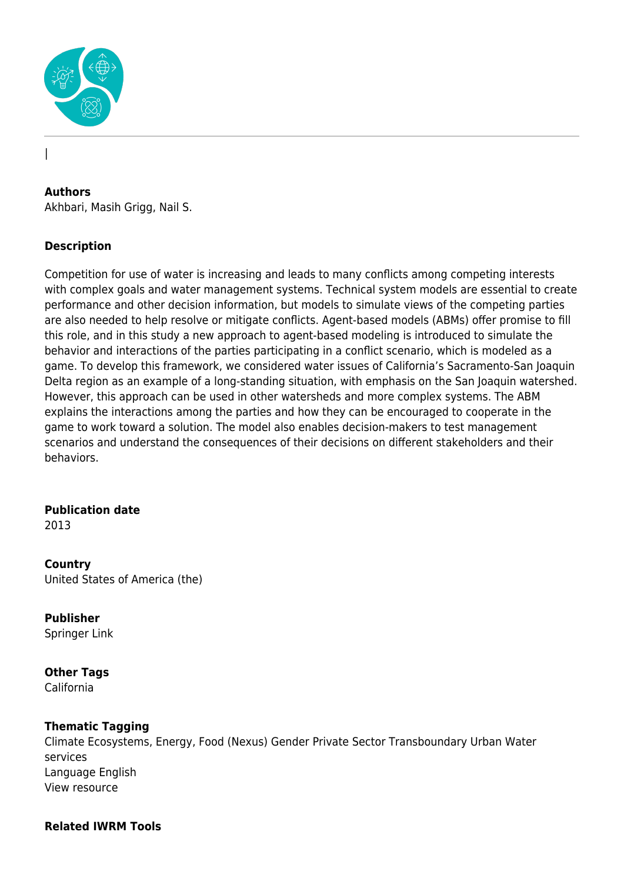|

**Authors**
Akhbari, Masih Grigg, Nail S.

**Description**

Competition for use of water is increasing and leads to many conflicts among competing interests with complex goals and water management systems. Technical system models are essential to create performance and other decision information, but models to simulate views of the competing parties are also needed to help resolve or mitigate conflicts. Agent-based models (ABMs) offer promise to fill this role, and in this study a new approach to agent-based modeling is introduced to simulate the behavior and interactions of the parties participating in a conflict scenario, which is modeled as a game. To develop this framework, we considered water issues of California's Sacramento-San Joaquin Delta region as an example of a long-standing situation, with emphasis on the San Joaquin watershed. However, this approach can be used in other watersheds and more complex systems. The ABM explains the interactions among the parties and how they can be encouraged to cooperate in the game to work toward a solution. The model also enables decision-makers to test management scenarios and understand the consequences of their decisions on different stakeholders and their behaviors.

**Publication date**
2013

**Country**
United States of America (the)

**Publisher**
Springer Link

**Other Tags**
California

**Thematic Tagging**
Climate Ecosystems, Energy, Food (Nexus) Gender Private Sector Transboundary Urban Water services
Language English
View resource

**Related IWRM Tools**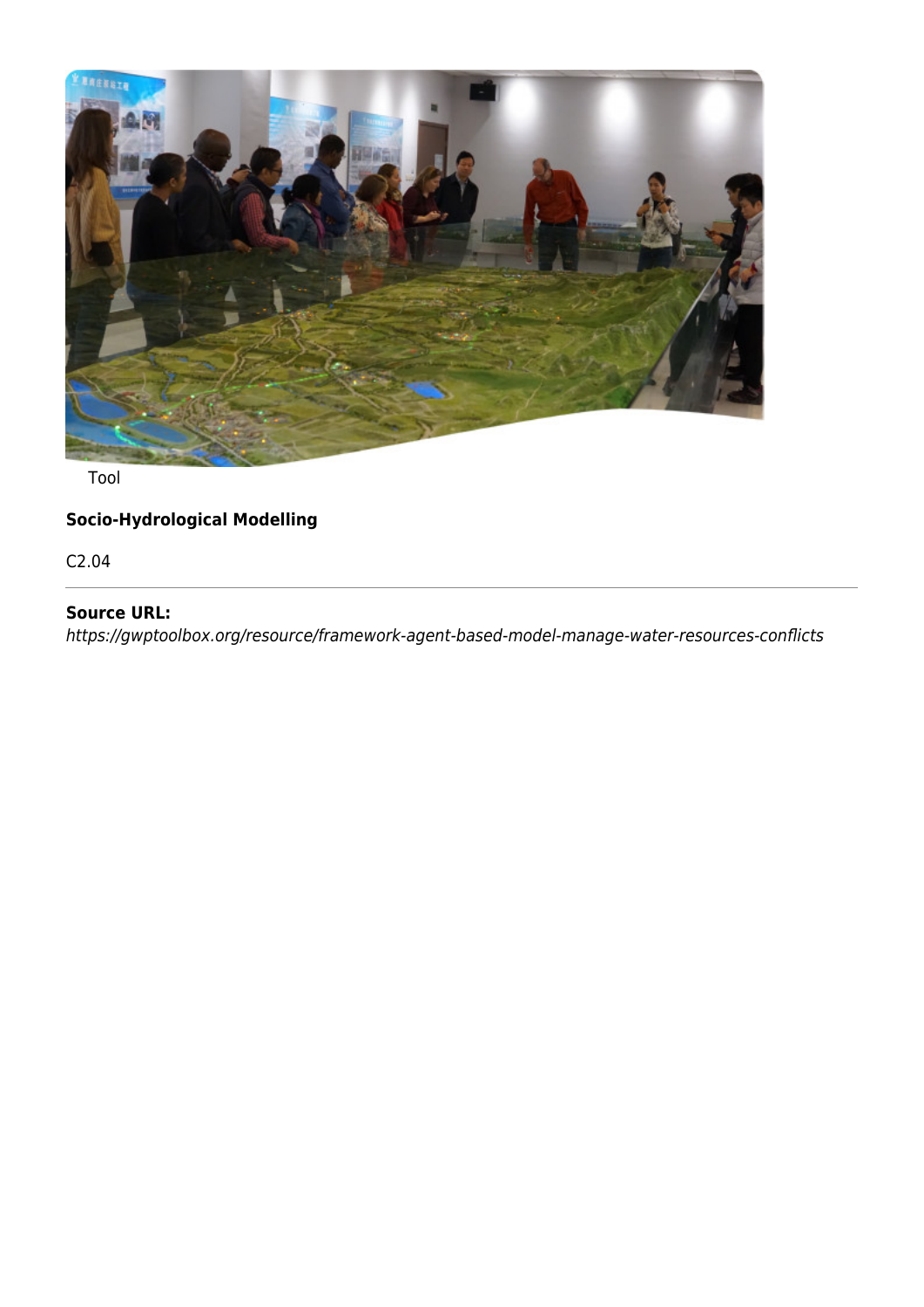Tool

**Socio-Hydrological Modelling**

C2.04

---

**Source URL:**
*https://gwptoolbox.org/resource/framework-agent-based-model-manage-water-resources-conflicts*